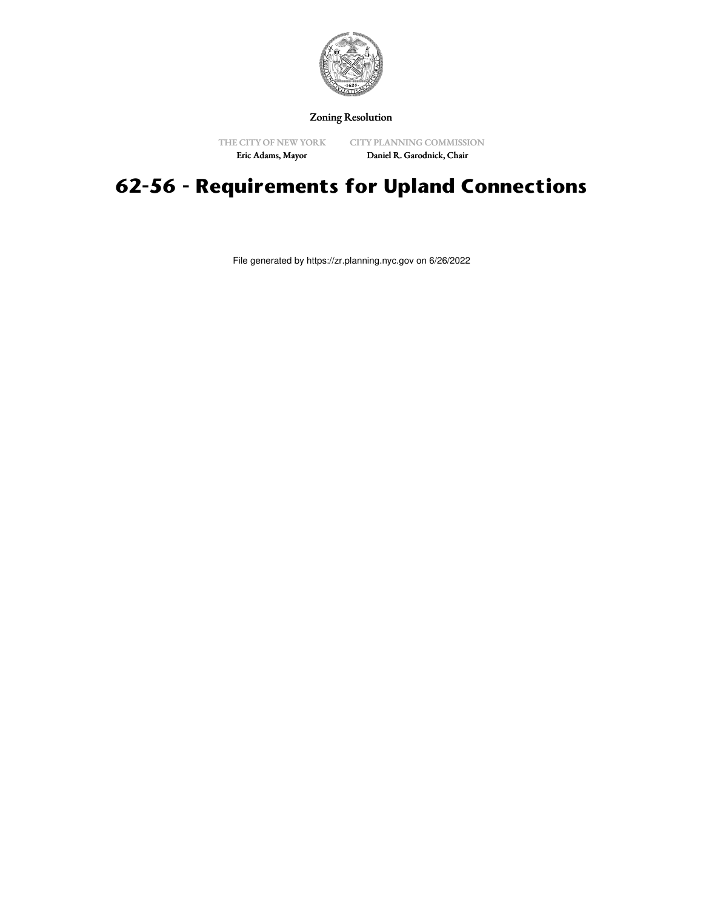Zoning Resolution

THE CITY OF NEW YORK
Eric Adams, Mayor

CITY PLANNING COMMISSION
Daniel R. Garodnick, Chair

# 62-56 - Requirements for Upland Connections

File generated by https://zr.planning.nyc.gov on 6/26/2022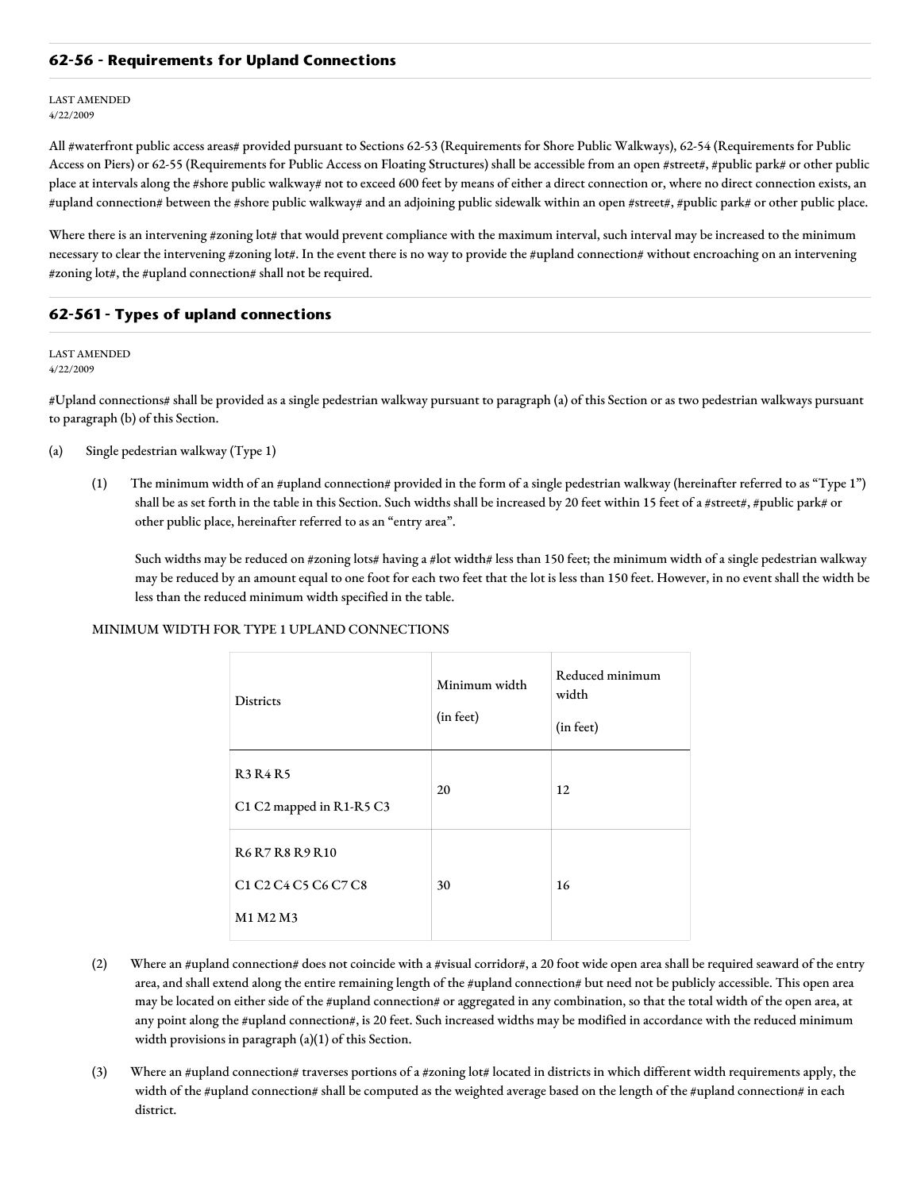## 62-56 - Requirements for Upland Connections

LAST AMENDED
4/22/2009

All #waterfront public access areas# provided pursuant to Sections 62-53 (Requirements for Shore Public Walkways), 62-54 (Requirements for Public Access on Piers) or 62-55 (Requirements for Public Access on Floating Structures) shall be accessible from an open #street#, #public park# or other public place at intervals along the #shore public walkway# not to exceed 600 feet by means of either a direct connection or, where no direct connection exists, an #upland connection# between the #shore public walkway# and an adjoining public sidewalk within an open #street#, #public park# or other public place.

Where there is an intervening #zoning lot# that would prevent compliance with the maximum interval, such interval may be increased to the minimum necessary to clear the intervening #zoning lot#. In the event there is no way to provide the #upland connection# without encroaching on an intervening #zoning lot#, the #upland connection# shall not be required.

## 62-561 - Types of upland connections

LAST AMENDED
4/22/2009

#Upland connections# shall be provided as a single pedestrian walkway pursuant to paragraph (a) of this Section or as two pedestrian walkways pursuant to paragraph (b) of this Section.

(a) Single pedestrian walkway (Type 1)

(1) The minimum width of an #upland connection# provided in the form of a single pedestrian walkway (hereinafter referred to as "Type 1") shall be as set forth in the table in this Section. Such widths shall be increased by 20 feet within 15 feet of a #street#, #public park# or other public place, hereinafter referred to as an "entry area".

Such widths may be reduced on #zoning lots# having a #lot width# less than 150 feet; the minimum width of a single pedestrian walkway may be reduced by an amount equal to one foot for each two feet that the lot is less than 150 feet. However, in no event shall the width be less than the reduced minimum width specified in the table.

MINIMUM WIDTH FOR TYPE 1 UPLAND CONNECTIONS

| Districts | Minimum width (in feet) | Reduced minimum width (in feet) |
|---|---|---|
| R3 R4 R5<br>C1 C2 mapped in R1-R5 C3 | 20 | 12 |
| R6 R7 R8 R9 R10<br>C1 C2 C4 C5 C6 C7 C8<br>M1 M2 M3 | 30 | 16 |

(2) Where an #upland connection# does not coincide with a #visual corridor#, a 20 foot wide open area shall be required seaward of the entry area, and shall extend along the entire remaining length of the #upland connection# but need not be publicly accessible. This open area may be located on either side of the #upland connection# or aggregated in any combination, so that the total width of the open area, at any point along the #upland connection#, is 20 feet. Such increased widths may be modified in accordance with the reduced minimum width provisions in paragraph (a)(1) of this Section.

(3) Where an #upland connection# traverses portions of a #zoning lot# located in districts in which different width requirements apply, the width of the #upland connection# shall be computed as the weighted average based on the length of the #upland connection# in each district.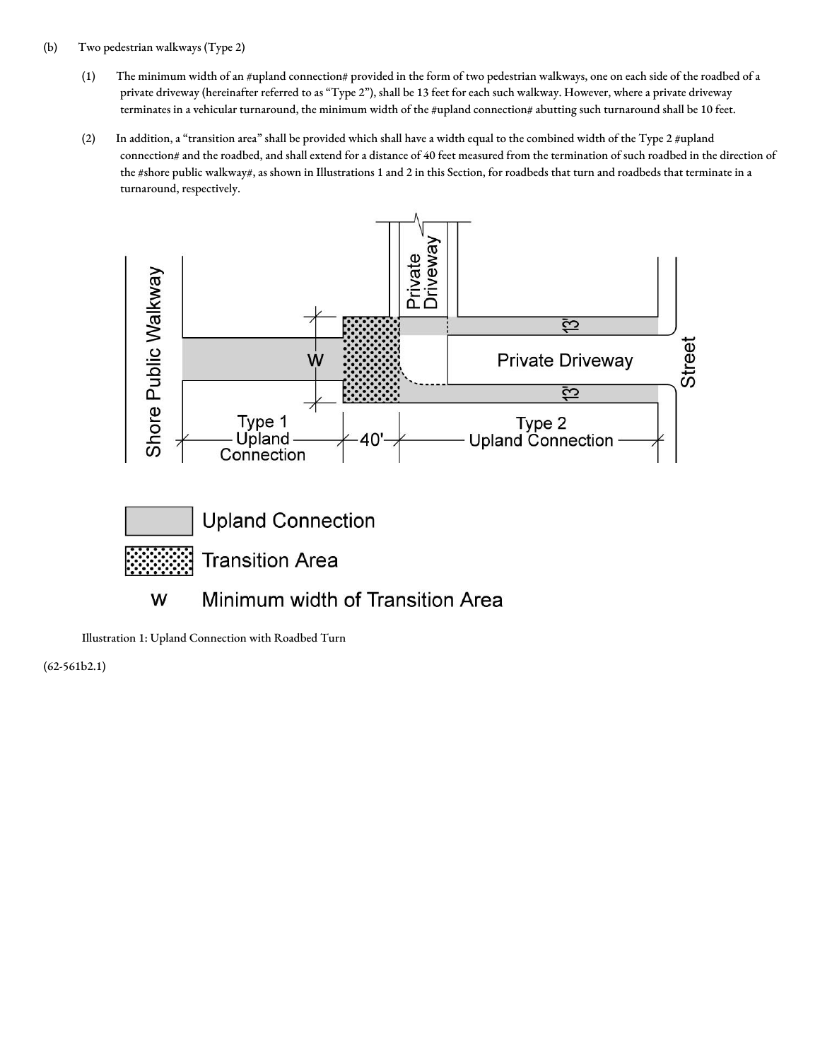(b) Two pedestrian walkways (Type 2)

(1) The minimum width of an #upland connection# provided in the form of two pedestrian walkways, one on each side of the roadbed of a private driveway (hereinafter referred to as "Type 2"), shall be 13 feet for each such walkway. However, where a private driveway terminates in a vehicular turnaround, the minimum width of the #upland connection# abutting such turnaround shall be 10 feet.

(2) In addition, a "transition area" shall be provided which shall have a width equal to the combined width of the Type 2 #upland connection# and the roadbed, and shall extend for a distance of 40 feet measured from the termination of such roadbed in the direction of the #shore public walkway#, as shown in Illustrations 1 and 2 in this Section, for roadbeds that turn and roadbeds that terminate in a turnaround, respectively.

Illustration 1: Upland Connection with Roadbed Turn

(62-561b2.1)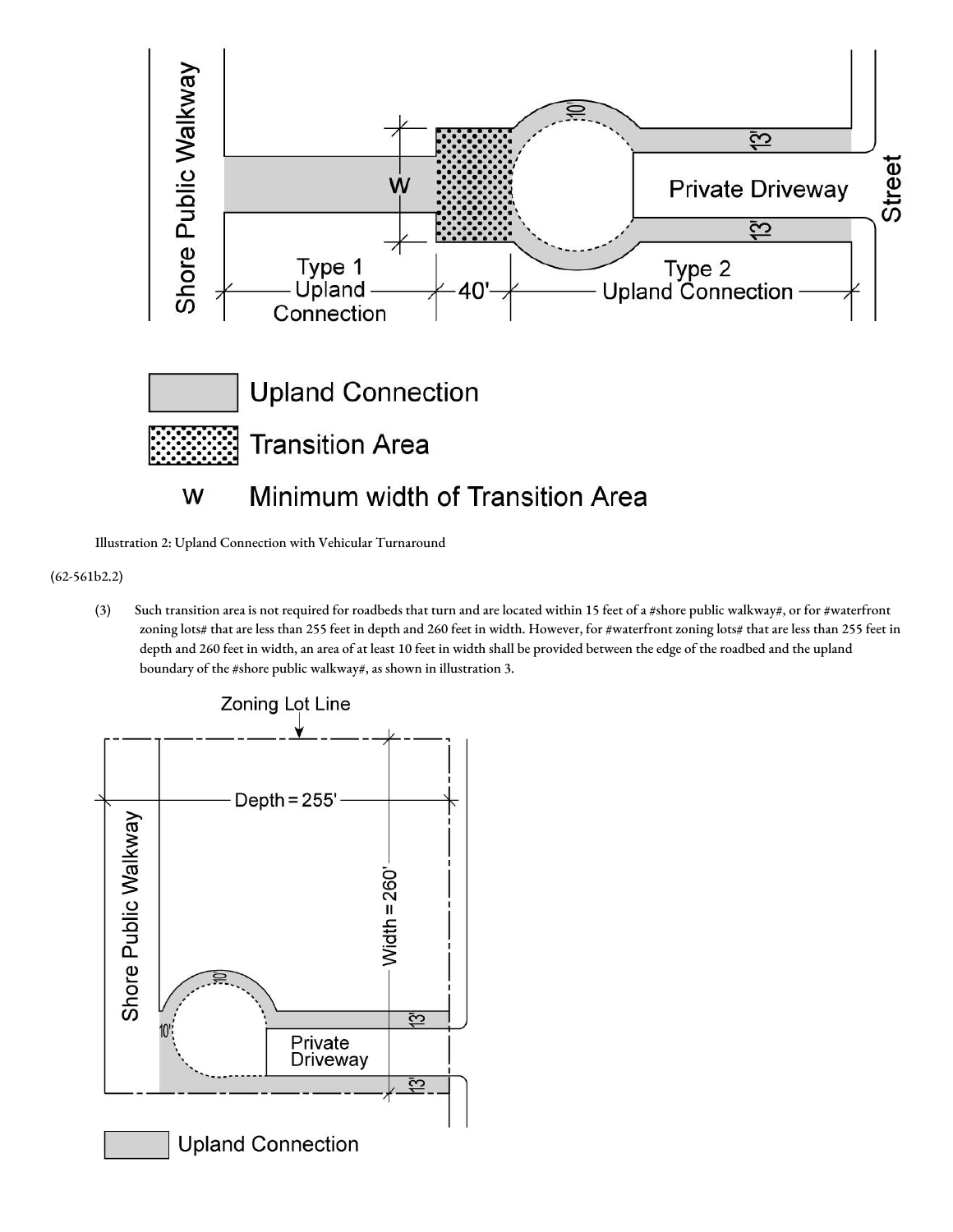Illustration 2: Upland Connection with Vehicular Turnaround

(62-561b2.2)

(3) Such transition area is not required for roadbeds that turn and are located within 15 feet of a #shore public walkway#, or for #waterfront zoning lots# that are less than 255 feet in depth and 260 feet in width. However, for #waterfront zoning lots# that are less than 255 feet in depth and 260 feet in width, an area of at least 10 feet in width shall be provided between the edge of the roadbed and the upland boundary of the #shore public walkway#, as shown in illustration 3.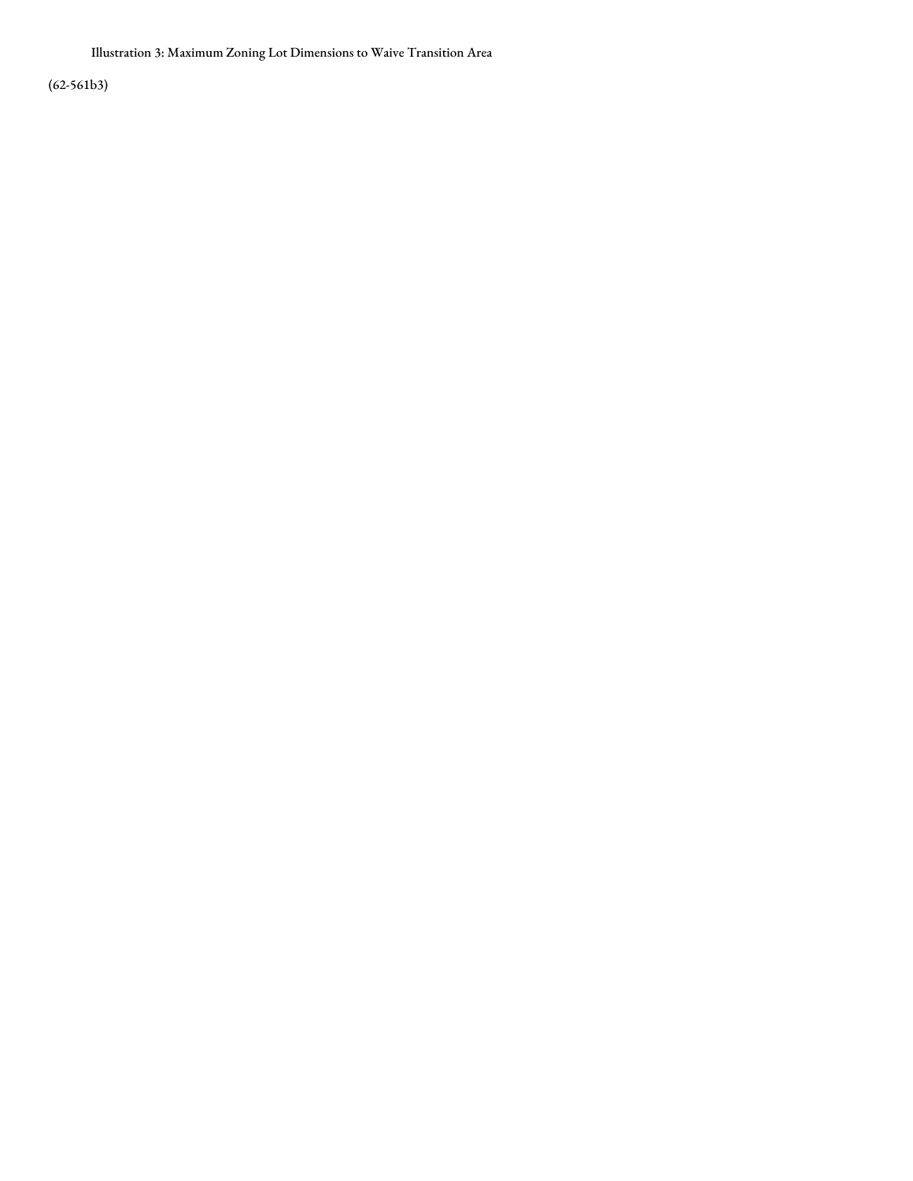Illustration 3: Maximum Zoning Lot Dimensions to Waive Transition Area

(62-561b3)